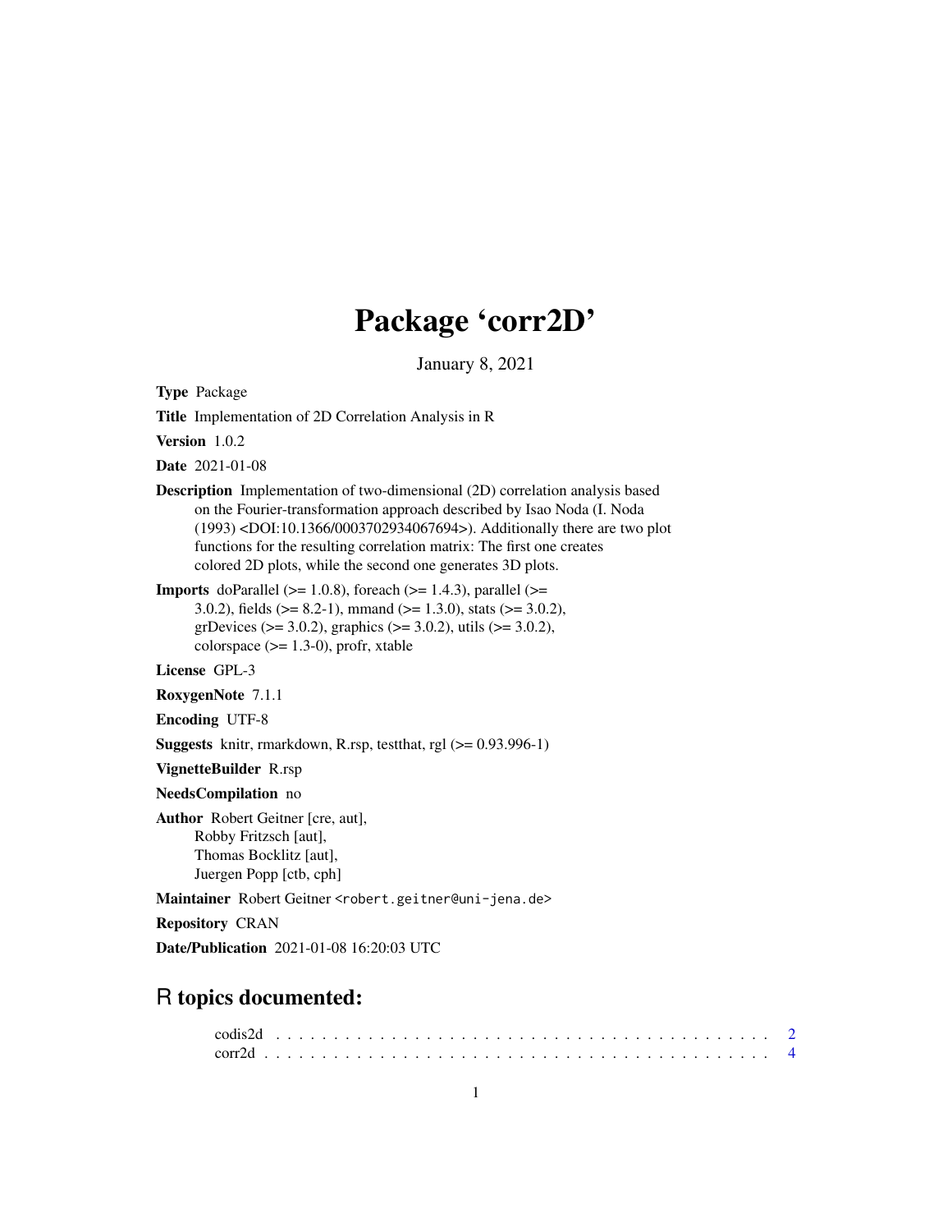# Package 'corr2D'

January 8, 2021

**Type** Package

**Title** Implementation of 2D Correlation Analysis in R

**Version** 1.0.2

**Date** 2021-01-08

**Description** Implementation of two-dimensional (2D) correlation analysis based on the Fourier-transformation approach described by Isao Noda (I. Noda (1993) <DOI:10.1366/0003702934067694>). Additionally there are two plot functions for the resulting correlation matrix: The first one creates colored 2D plots, while the second one generates 3D plots.

**Imports** doParallel (>= 1.0.8), foreach (>= 1.4.3), parallel (>= 3.0.2), fields (>= 8.2-1), mmand (>= 1.3.0), stats (>= 3.0.2), grDevices (>= 3.0.2), graphics (>= 3.0.2), utils (>= 3.0.2), colorspace (>= 1.3-0), profr, xtable

**License** GPL-3

**RoxygenNote** 7.1.1

**Encoding** UTF-8

**Suggests** knitr, rmarkdown, R.rsp, testthat, rgl (>= 0.93.996-1)

**VignetteBuilder** R.rsp

**NeedsCompilation** no

**Author** Robert Geitner [cre, aut],
Robby Fritzsch [aut],
Thomas Bocklitz [aut],
Juergen Popp [ctb, cph]

**Maintainer** Robert Geitner <robert.geitner@uni-jena.de>

**Repository** CRAN

**Date/Publication** 2021-01-08 16:20:03 UTC

## R topics documented:

codis2d . . . . . . . . . . . . . . . . . . . . . . . . . . . . . . . . . . . . . . . . 2
corr2d . . . . . . . . . . . . . . . . . . . . . . . . . . . . . . . . . . . . . . . . 4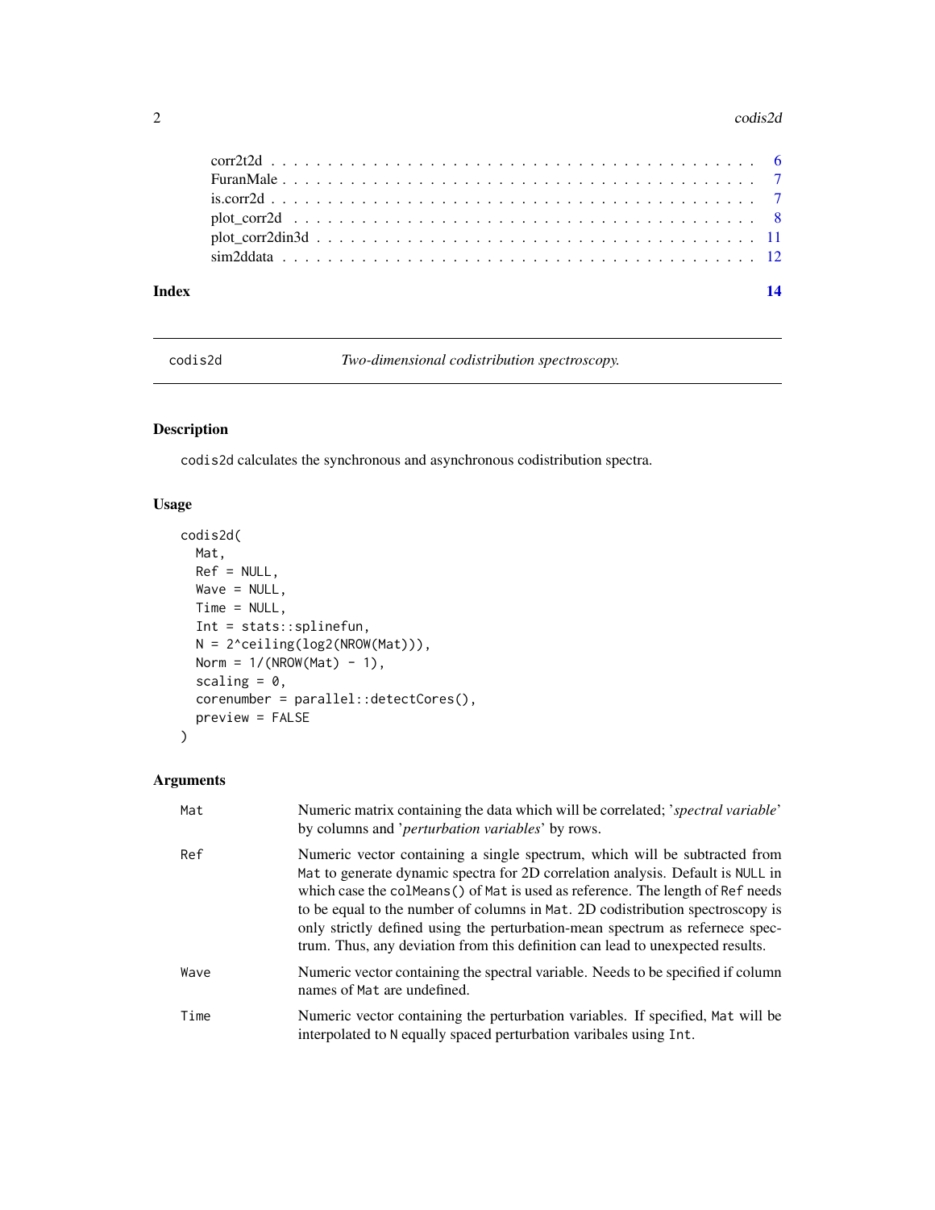corr2t2d . . . . . . . . . . . . . . . . . . . . . . . . . . . . . . . . . . . . . . . . 6
FuranMale . . . . . . . . . . . . . . . . . . . . . . . . . . . . . . . . . . . . . . . . 7
is.corr2d . . . . . . . . . . . . . . . . . . . . . . . . . . . . . . . . . . . . . . . . 7
plot_corr2d . . . . . . . . . . . . . . . . . . . . . . . . . . . . . . . . . . . . . . . 8
plot_corr2din3d . . . . . . . . . . . . . . . . . . . . . . . . . . . . . . . . . . . . . 11
sim2ddata . . . . . . . . . . . . . . . . . . . . . . . . . . . . . . . . . . . . . . . 12

**Index** **14**

---

## codis2d — *Two-dimensional codistribution spectroscopy.*

### Description

codis2d calculates the synchronous and asynchronous codistribution spectra.

### Usage

```
codis2d(
  Mat,
  Ref = NULL,
  Wave = NULL,
  Time = NULL,
  Int = stats::splinefun,
  N = 2^ceiling(log2(NROW(Mat))),
  Norm = 1/(NROW(Mat) - 1),
  scaling = 0,
  corenumber = parallel::detectCores(),
  preview = FALSE
)
```

### Arguments

| | |
|---|---|
| Mat | Numeric matrix containing the data which will be correlated; '*spectral variable*' by columns and '*perturbation variables*' by rows. |
| Ref | Numeric vector containing a single spectrum, which will be subtracted from Mat to generate dynamic spectra for 2D correlation analysis. Default is NULL in which case the colMeans() of Mat is used as reference. The length of Ref needs to be equal to the number of columns in Mat. 2D codistribution spectroscopy is only strictly defined using the perturbation-mean spectrum as refernece spectrum. Thus, any deviation from this definition can lead to unexpected results. |
| Wave | Numeric vector containing the spectral variable. Needs to be specified if column names of Mat are undefined. |
| Time | Numeric vector containing the perturbation variables. If specified, Mat will be interpolated to N equally spaced perturbation varibales using Int. |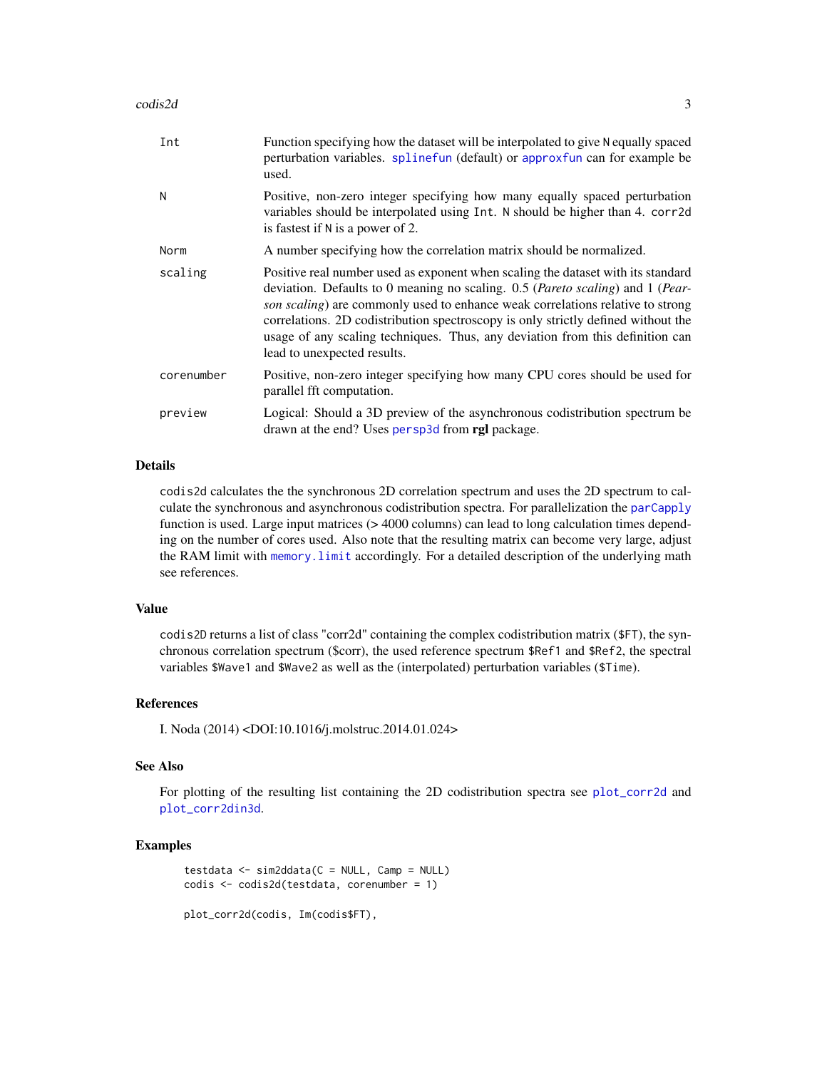| | |
|---|---|
| `Int` | Function specifying how the dataset will be interpolated to give `N` equally spaced perturbation variables. `splinefun` (default) or `approxfun` can for example be used. |
| `N` | Positive, non-zero integer specifying how many equally spaced perturbation variables should be interpolated using `Int`. `N` should be higher than 4. `corr2d` is fastest if `N` is a power of 2. |
| `Norm` | A number specifying how the correlation matrix should be normalized. |
| `scaling` | Positive real number used as exponent when scaling the dataset with its standard deviation. Defaults to 0 meaning no scaling. 0.5 (*Pareto scaling*) and 1 (*Pearson scaling*) are commonly used to enhance weak correlations relative to strong correlations. 2D codistribution spectroscopy is only strictly defined without the usage of any scaling techniques. Thus, any deviation from this definition can lead to unexpected results. |
| `corenumber` | Positive, non-zero integer specifying how many CPU cores should be used for parallel fft computation. |
| `preview` | Logical: Should a 3D preview of the asynchronous codistribution spectrum be drawn at the end? Uses `persp3d` from **rgl** package. |

## Details

`codis2d` calculates the the synchronous 2D correlation spectrum and uses the 2D spectrum to calculate the synchronous and asynchronous codistribution spectra. For parallelization the `parCapply` function is used. Large input matrices (> 4000 columns) can lead to long calculation times depending on the number of cores used. Also note that the resulting matrix can become very large, adjust the RAM limit with `memory.limit` accordingly. For a detailed description of the underlying math see references.

## Value

`codis2D` returns a list of class "corr2d" containing the complex codistribution matrix (`$FT`), the synchronous correlation spectrum ($corr), the used reference spectrum `$Ref1` and `$Ref2`, the spectral variables `$Wave1` and `$Wave2` as well as the (interpolated) perturbation variables (`$Time`).

## References

I. Noda (2014) <DOI:10.1016/j.molstruc.2014.01.024>

## See Also

For plotting of the resulting list containing the 2D codistribution spectra see `plot_corr2d` and `plot_corr2din3d`.

## Examples

```
testdata <- sim2ddata(C = NULL, Camp = NULL)
codis <- codis2d(testdata, corenumber = 1)

plot_corr2d(codis, Im(codis$FT),
```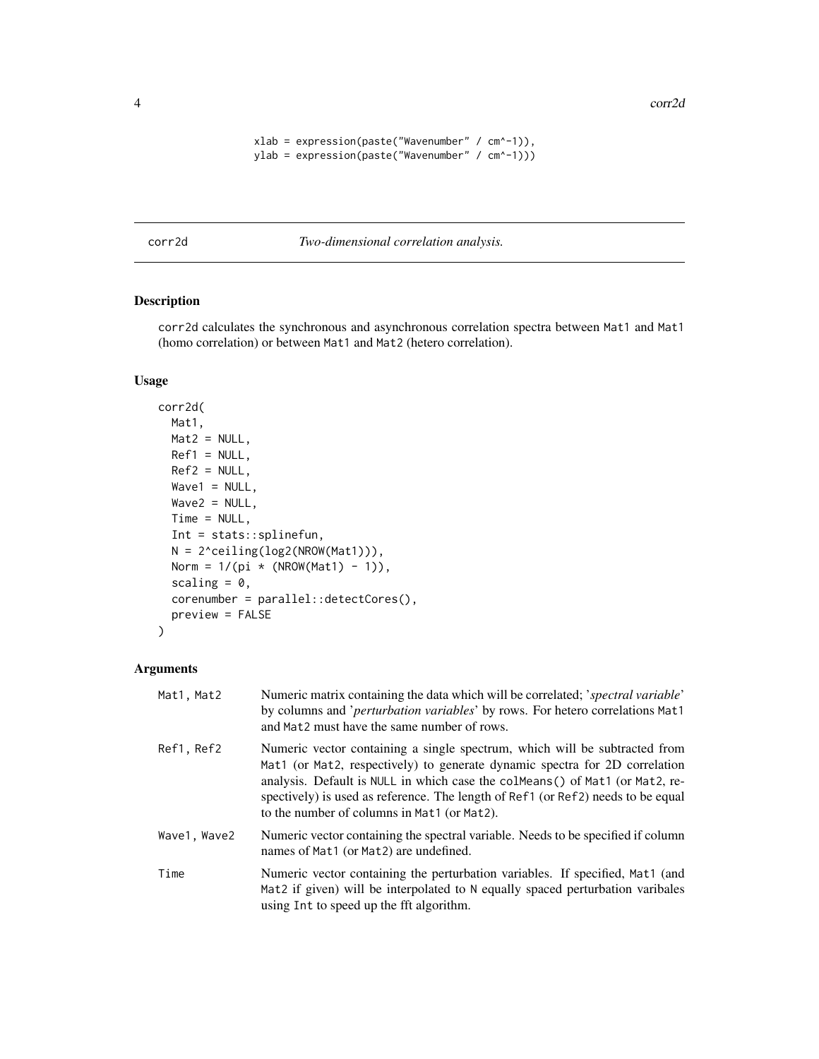```
xlab = expression(paste("Wavenumber" / cm^-1)),
ylab = expression(paste("Wavenumber" / cm^-1)))
```

## corr2d — *Two-dimensional correlation analysis.*

### Description

corr2d calculates the synchronous and asynchronous correlation spectra between Mat1 and Mat1 (homo correlation) or between Mat1 and Mat2 (hetero correlation).

### Usage

```
corr2d(
  Mat1,
  Mat2 = NULL,
  Ref1 = NULL,
  Ref2 = NULL,
  Wave1 = NULL,
  Wave2 = NULL,
  Time = NULL,
  Int = stats::splinefun,
  N = 2^ceiling(log2(NROW(Mat1))),
  Norm = 1/(pi * (NROW(Mat1) - 1)),
  scaling = 0,
  corenumber = parallel::detectCores(),
  preview = FALSE
)
```

### Arguments

| | |
|---|---|
| Mat1, Mat2 | Numeric matrix containing the data which will be correlated; '*spectral variable*' by columns and '*perturbation variables*' by rows. For hetero correlations Mat1 and Mat2 must have the same number of rows. |
| Ref1, Ref2 | Numeric vector containing a single spectrum, which will be subtracted from Mat1 (or Mat2, respectively) to generate dynamic spectra for 2D correlation analysis. Default is NULL in which case the colMeans() of Mat1 (or Mat2, respectively) is used as reference. The length of Ref1 (or Ref2) needs to be equal to the number of columns in Mat1 (or Mat2). |
| Wave1, Wave2 | Numeric vector containing the spectral variable. Needs to be specified if column names of Mat1 (or Mat2) are undefined. |
| Time | Numeric vector containing the perturbation variables. If specified, Mat1 (and Mat2 if given) will be interpolated to N equally spaced perturbation varibales using Int to speed up the fft algorithm. |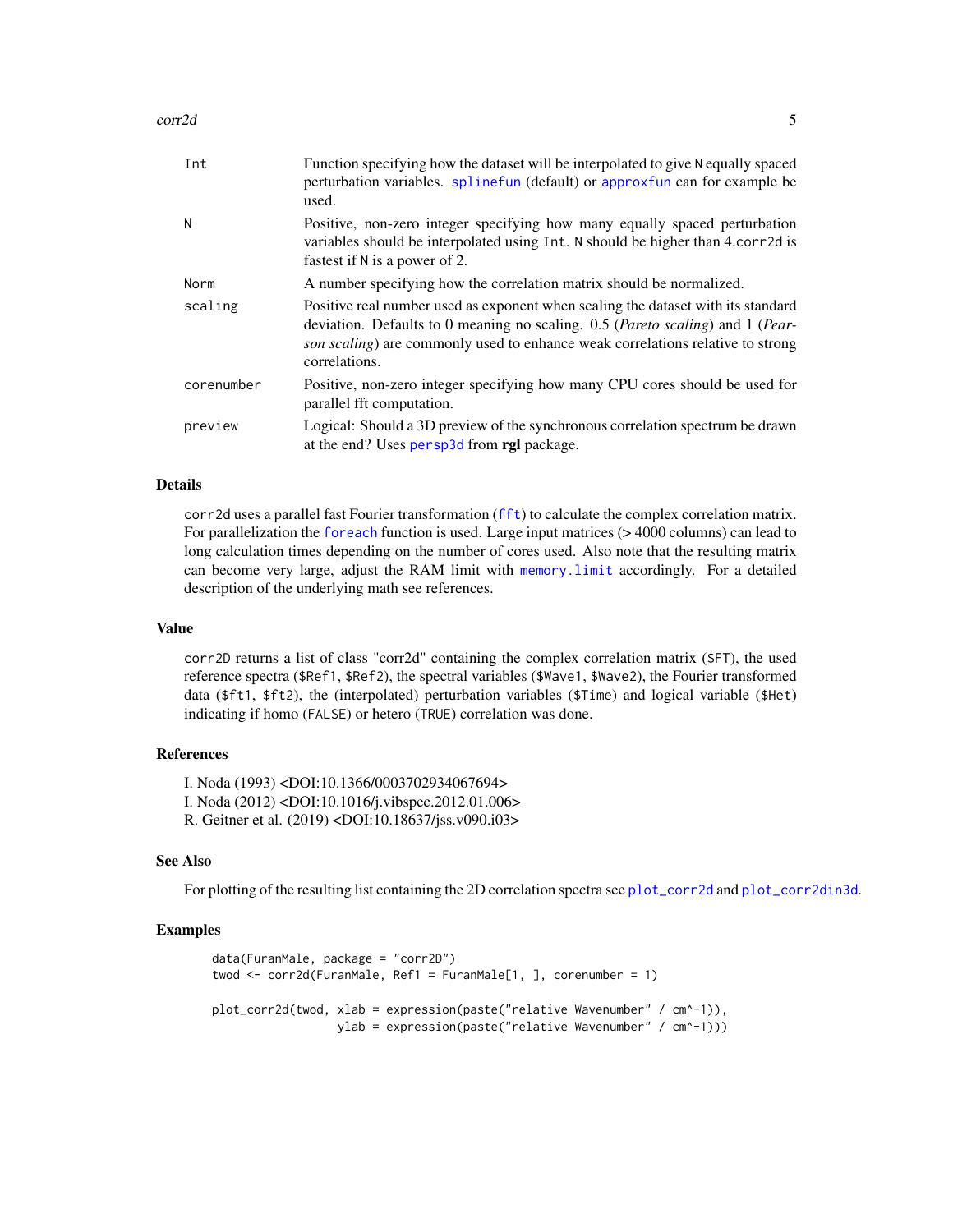| | |
|---|---|
| `Int` | Function specifying how the dataset will be interpolated to give `N` equally spaced perturbation variables. `splinefun` (default) or `approxfun` can for example be used. |
| `N` | Positive, non-zero integer specifying how many equally spaced perturbation variables should be interpolated using `Int`. `N` should be higher than 4.`corr2d` is fastest if `N` is a power of 2. |
| `Norm` | A number specifying how the correlation matrix should be normalized. |
| `scaling` | Positive real number used as exponent when scaling the dataset with its standard deviation. Defaults to 0 meaning no scaling. 0.5 (*Pareto scaling*) and 1 (*Pearson scaling*) are commonly used to enhance weak correlations relative to strong correlations. |
| `corenumber` | Positive, non-zero integer specifying how many CPU cores should be used for parallel fft computation. |
| `preview` | Logical: Should a 3D preview of the synchronous correlation spectrum be drawn at the end? Uses `persp3d` from **rgl** package. |

## Details

`corr2d` uses a parallel fast Fourier transformation (`fft`) to calculate the complex correlation matrix. For parallelization the `foreach` function is used. Large input matrices (> 4000 columns) can lead to long calculation times depending on the number of cores used. Also note that the resulting matrix can become very large, adjust the RAM limit with `memory.limit` accordingly. For a detailed description of the underlying math see references.

## Value

`corr2D` returns a list of class "corr2d" containing the complex correlation matrix (`$FT`), the used reference spectra (`$Ref1`, `$Ref2`), the spectral variables (`$Wave1`, `$Wave2`), the Fourier transformed data (`$ft1`, `$ft2`), the (interpolated) perturbation variables (`$Time`) and logical variable (`$Het`) indicating if homo (`FALSE`) or hetero (`TRUE`) correlation was done.

## References

I. Noda (1993) <DOI:10.1366/0003702934067694>
I. Noda (2012) <DOI:10.1016/j.vibspec.2012.01.006>
R. Geitner et al. (2019) <DOI:10.18637/jss.v090.i03>

## See Also

For plotting of the resulting list containing the 2D correlation spectra see `plot_corr2d` and `plot_corr2din3d`.

## Examples

```
data(FuranMale, package = "corr2D")
twod <- corr2d(FuranMale, Ref1 = FuranMale[1, ], corenumber = 1)

plot_corr2d(twod, xlab = expression(paste("relative Wavenumber" / cm^-1)),
                  ylab = expression(paste("relative Wavenumber" / cm^-1)))
```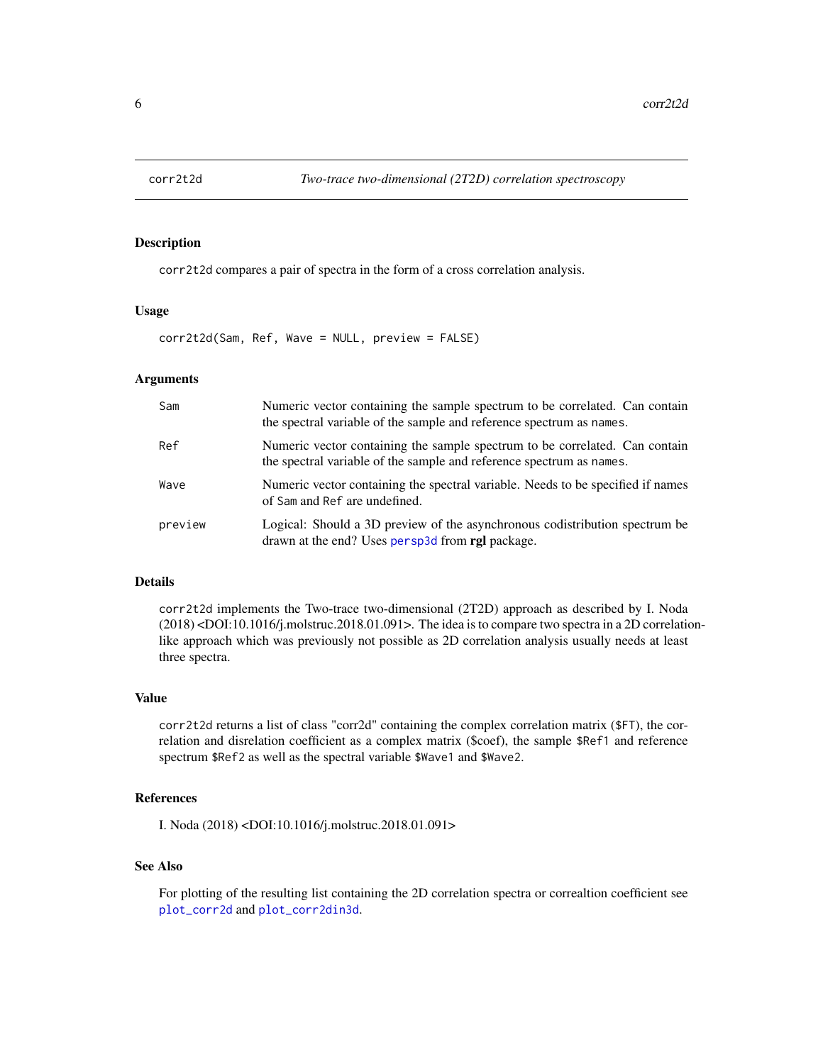# corr2t2d — *Two-trace two-dimensional (2T2D) correlation spectroscopy*

## Description

corr2t2d compares a pair of spectra in the form of a cross correlation analysis.

## Usage

```
corr2t2d(Sam, Ref, Wave = NULL, preview = FALSE)
```

## Arguments

| Argument | Description |
|---|---|
| Sam | Numeric vector containing the sample spectrum to be correlated. Can contain the spectral variable of the sample and reference spectrum as names. |
| Ref | Numeric vector containing the sample spectrum to be correlated. Can contain the spectral variable of the sample and reference spectrum as names. |
| Wave | Numeric vector containing the spectral variable. Needs to be specified if names of Sam and Ref are undefined. |
| preview | Logical: Should a 3D preview of the asynchronous codistribution spectrum be drawn at the end? Uses persp3d from **rgl** package. |

## Details

corr2t2d implements the Two-trace two-dimensional (2T2D) approach as described by I. Noda (2018) <DOI:10.1016/j.molstruc.2018.01.091>. The idea is to compare two spectra in a 2D correlation-like approach which was previously not possible as 2D correlation analysis usually needs at least three spectra.

## Value

corr2t2d returns a list of class "corr2d" containing the complex correlation matrix ($FT), the correlation and disrelation coefficient as a complex matrix ($coef), the sample $Ref1 and reference spectrum $Ref2 as well as the spectral variable $Wave1 and $Wave2.

## References

I. Noda (2018) <DOI:10.1016/j.molstruc.2018.01.091>

## See Also

For plotting of the resulting list containing the 2D correlation spectra or correaltion coefficient see plot_corr2d and plot_corr2din3d.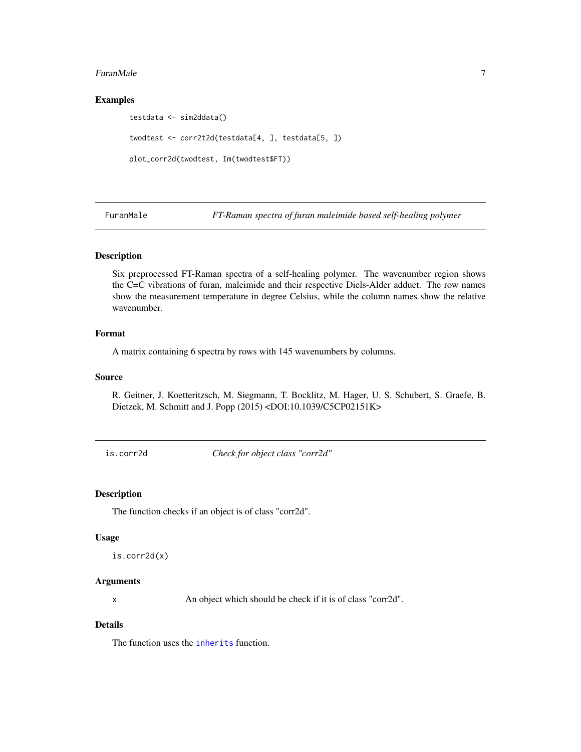### Examples

```
testdata <- sim2ddata()

twodtest <- corr2t2d(testdata[4, ], testdata[5, ])

plot_corr2d(twodtest, Im(twodtest$FT))
```

---

## FuranMale — *FT-Raman spectra of furan maleimide based self-healing polymer*

### Description

Six preprocessed FT-Raman spectra of a self-healing polymer. The wavenumber region shows the C=C vibrations of furan, maleimide and their respective Diels-Alder adduct. The row names show the measurement temperature in degree Celsius, while the column names show the relative wavenumber.

### Format

A matrix containing 6 spectra by rows with 145 wavenumbers by columns.

### Source

R. Geitner, J. Koetteritzsch, M. Siegmann, T. Bocklitz, M. Hager, U. S. Schubert, S. Graefe, B. Dietzek, M. Schmitt and J. Popp (2015) <DOI:10.1039/C5CP02151K>

---

## is.corr2d — *Check for object class "corr2d"*

### Description

The function checks if an object is of class "corr2d".

### Usage

```
is.corr2d(x)
```

### Arguments

| | |
|---|---|
| x | An object which should be check if it is of class "corr2d". |

### Details

The function uses the `inherits` function.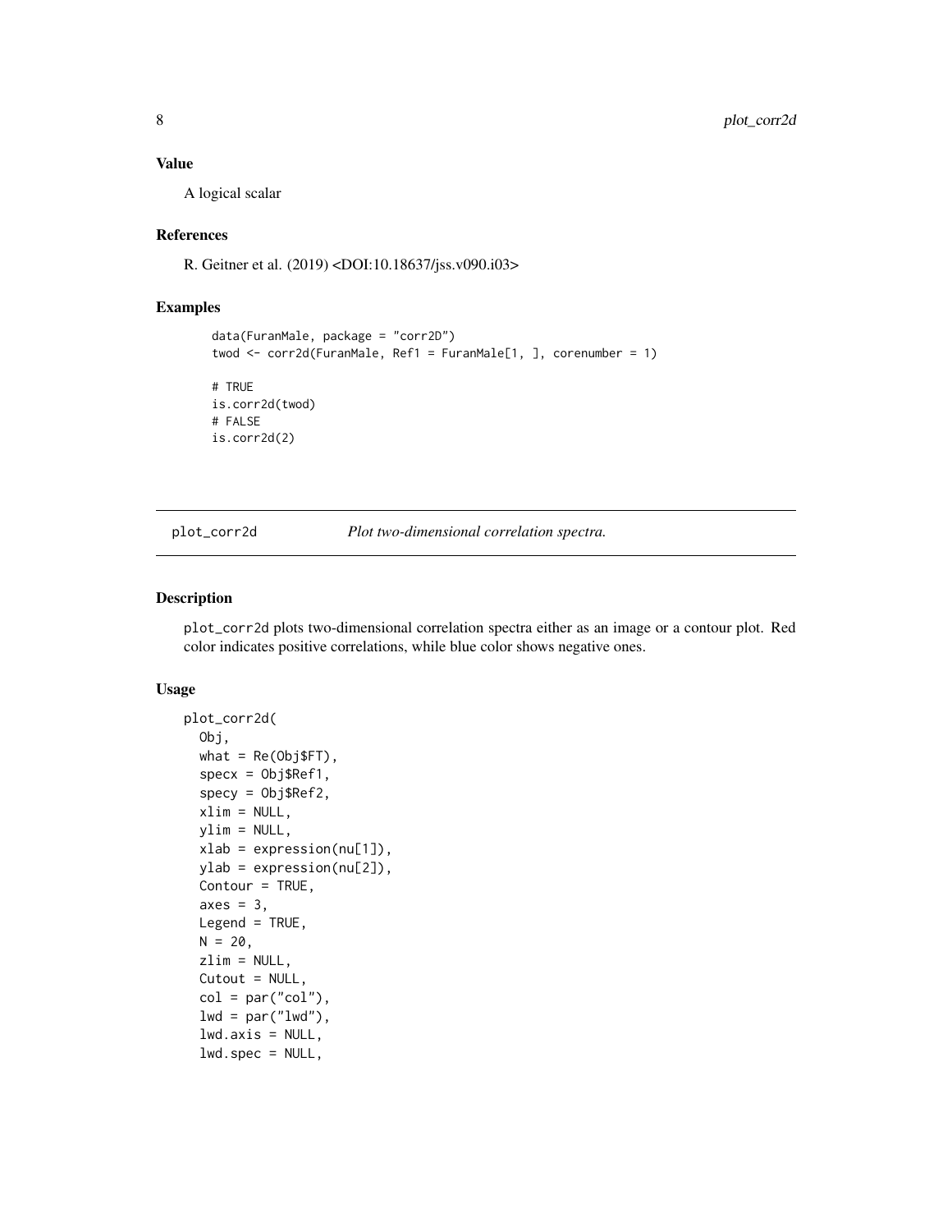## Value

A logical scalar

## References

R. Geitner et al. (2019) <DOI:10.18637/jss.v090.i03>

## Examples

```
data(FuranMale, package = "corr2D")
twod <- corr2d(FuranMale, Ref1 = FuranMale[1, ], corenumber = 1)

# TRUE
is.corr2d(twod)
# FALSE
is.corr2d(2)
```

---

# plot_corr2d &nbsp;&nbsp;&nbsp; *Plot two-dimensional correlation spectra.*

## Description

plot_corr2d plots two-dimensional correlation spectra either as an image or a contour plot. Red color indicates positive correlations, while blue color shows negative ones.

## Usage

```
plot_corr2d(
  Obj,
  what = Re(Obj$FT),
  specx = Obj$Ref1,
  specy = Obj$Ref2,
  xlim = NULL,
  ylim = NULL,
  xlab = expression(nu[1]),
  ylab = expression(nu[2]),
  Contour = TRUE,
  axes = 3,
  Legend = TRUE,
  N = 20,
  zlim = NULL,
  Cutout = NULL,
  col = par("col"),
  lwd = par("lwd"),
  lwd.axis = NULL,
  lwd.spec = NULL,
```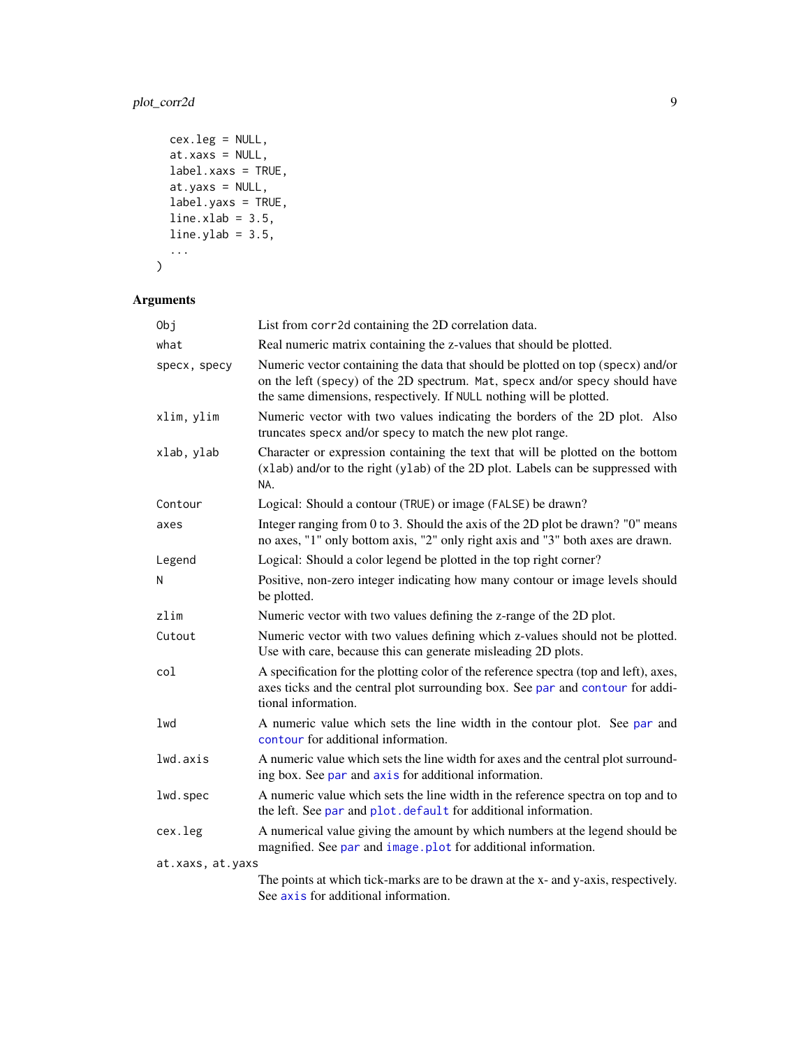```
  cex.leg = NULL,
  at.xaxs = NULL,
  label.xaxs = TRUE,
  at.yaxs = NULL,
  label.yaxs = TRUE,
  line.xlab = 3.5,
  line.ylab = 3.5,
  ...
)
```

## Arguments

| Argument | Description |
|---|---|
| `Obj` | List from `corr2d` containing the 2D correlation data. |
| `what` | Real numeric matrix containing the z-values that should be plotted. |
| `specx, specy` | Numeric vector containing the data that should be plotted on top (`specx`) and/or on the left (`specy`) of the 2D spectrum. `Mat`, `specx` and/or `specy` should have the same dimensions, respectively. If `NULL` nothing will be plotted. |
| `xlim, ylim` | Numeric vector with two values indicating the borders of the 2D plot. Also truncates `specx` and/or `specy` to match the new plot range. |
| `xlab, ylab` | Character or expression containing the text that will be plotted on the bottom (`xlab`) and/or to the right (`ylab`) of the 2D plot. Labels can be suppressed with `NA`. |
| `Contour` | Logical: Should a contour (`TRUE`) or image (`FALSE`) be drawn? |
| `axes` | Integer ranging from 0 to 3. Should the axis of the 2D plot be drawn? "0" means no axes, "1" only bottom axis, "2" only right axis and "3" both axes are drawn. |
| `Legend` | Logical: Should a color legend be plotted in the top right corner? |
| `N` | Positive, non-zero integer indicating how many contour or image levels should be plotted. |
| `zlim` | Numeric vector with two values defining the z-range of the 2D plot. |
| `Cutout` | Numeric vector with two values defining which z-values should not be plotted. Use with care, because this can generate misleading 2D plots. |
| `col` | A specification for the plotting color of the reference spectra (top and left), axes, axes ticks and the central plot surrounding box. See `par` and `contour` for additional information. |
| `lwd` | A numeric value which sets the line width in the contour plot. See `par` and `contour` for additional information. |
| `lwd.axis` | A numeric value which sets the line width for axes and the central plot surrounding box. See `par` and `axis` for additional information. |
| `lwd.spec` | A numeric value which sets the line width in the reference spectra on top and to the left. See `par` and `plot.default` for additional information. |
| `cex.leg` | A numerical value giving the amount by which numbers at the legend should be magnified. See `par` and `image.plot` for additional information. |
| `at.xaxs, at.yaxs` | The points at which tick-marks are to be drawn at the x- and y-axis, respectively. See `axis` for additional information. |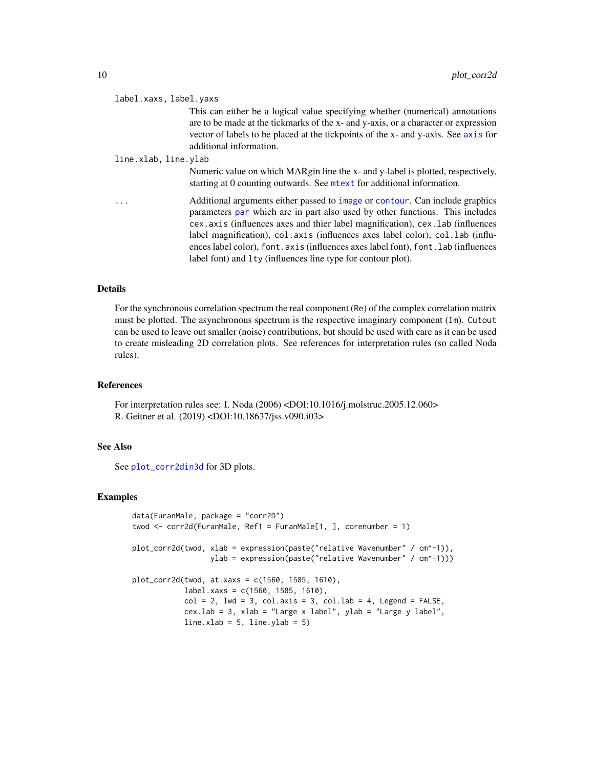`label.xaxs, label.yaxs`
: This can either be a logical value specifying whether (numerical) annotations are to be made at the tickmarks of the x- and y-axis, or a character or expression vector of labels to be placed at the tickpoints of the x- and y-axis. See `axis` for additional information.

`line.xlab, line.ylab`
: Numeric value on which MARgin line the x- and y-label is plotted, respectively, starting at 0 counting outwards. See `mtext` for additional information.

`...`
: Additional arguments either passed to `image` or `contour`. Can include graphics parameters `par` which are in part also used by other functions. This includes `cex.axis` (influences axes and thier label magnification), `cex.lab` (influences label magnification), `col.axis` (influences axes label color), `col.lab` (influences label color), `font.axis` (influences axes label font), `font.lab` (influences label font) and `lty` (influences line type for contour plot).

## Details

For the synchronous correlation spectrum the real component (`Re`) of the complex correlation matrix must be plotted. The asynchronous spectrum is the respective imaginary component (`Im`). `Cutout` can be used to leave out smaller (noise) contributions, but should be used with care as it can be used to create misleading 2D correlation plots. See references for interpretation rules (so called Noda rules).

## References

For interpretation rules see: I. Noda (2006) <DOI:10.1016/j.molstruc.2005.12.060>
R. Geitner et al. (2019) <DOI:10.18637/jss.v090.i03>

## See Also

See `plot_corr2din3d` for 3D plots.

## Examples

```
data(FuranMale, package = "corr2D")
twod <- corr2d(FuranMale, Ref1 = FuranMale[1, ], corenumber = 1)

plot_corr2d(twod, xlab = expression(paste("relative Wavenumber" / cm^-1)),
                  ylab = expression(paste("relative Wavenumber" / cm^-1)))

plot_corr2d(twod, at.xaxs = c(1560, 1585, 1610),
            label.xaxs = c(1560, 1585, 1610),
            col = 2, lwd = 3, col.axis = 3, col.lab = 4, Legend = FALSE,
            cex.lab = 3, xlab = "Large x label", ylab = "Large y label",
            line.xlab = 5, line.ylab = 5)
```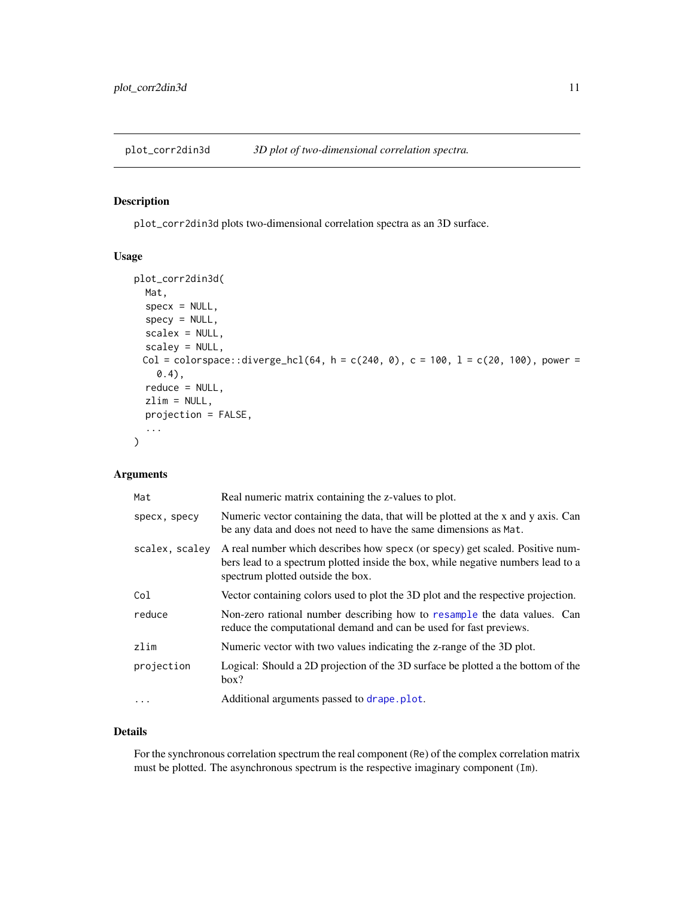plot_corr2din3d — *3D plot of two-dimensional correlation spectra.*

## Description

plot_corr2din3d plots two-dimensional correlation spectra as an 3D surface.

## Usage

```
plot_corr2din3d(
  Mat,
  specx = NULL,
  specy = NULL,
  scalex = NULL,
  scaley = NULL,
 Col = colorspace::diverge_hcl(64, h = c(240, 0), c = 100, l = c(20, 100), power =
    0.4),
  reduce = NULL,
  zlim = NULL,
  projection = FALSE,
  ...
)
```

## Arguments

| Argument | Description |
|---|---|
| Mat | Real numeric matrix containing the z-values to plot. |
| specx, specy | Numeric vector containing the data, that will be plotted at the x and y axis. Can be any data and does not need to have the same dimensions as Mat. |
| scalex, scaley | A real number which describes how specx (or specy) get scaled. Positive numbers lead to a spectrum plotted inside the box, while negative numbers lead to a spectrum plotted outside the box. |
| Col | Vector containing colors used to plot the 3D plot and the respective projection. |
| reduce | Non-zero rational number describing how to resample the data values. Can reduce the computational demand and can be used for fast previews. |
| zlim | Numeric vector with two values indicating the z-range of the 3D plot. |
| projection | Logical: Should a 2D projection of the 3D surface be plotted a the bottom of the box? |
| ... | Additional arguments passed to drape.plot. |

## Details

For the synchronous correlation spectrum the real component (Re) of the complex correlation matrix must be plotted. The asynchronous spectrum is the respective imaginary component (Im).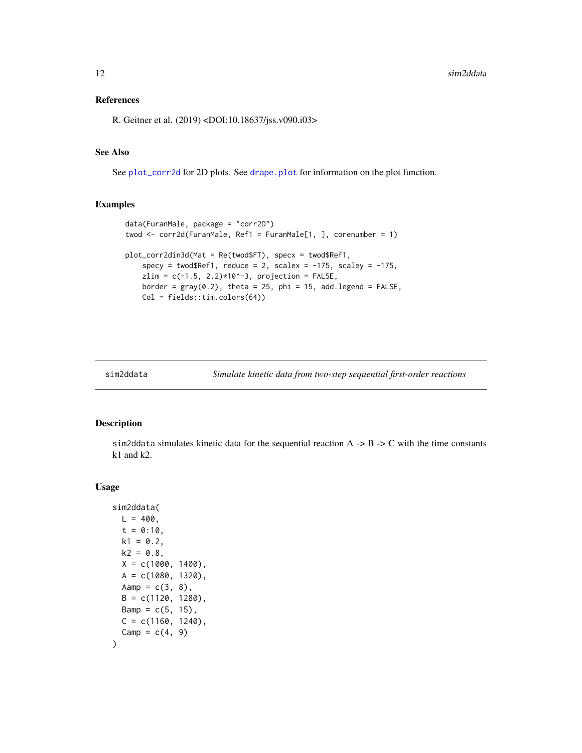### References

R. Geitner et al. (2019) <DOI:10.18637/jss.v090.i03>

### See Also

See plot_corr2d for 2D plots. See drape.plot for information on the plot function.

### Examples

```
data(FuranMale, package = "corr2D")
twod <- corr2d(FuranMale, Ref1 = FuranMale[1, ], corenumber = 1)

plot_corr2din3d(Mat = Re(twod$FT), specx = twod$Ref1,
    specy = twod$Ref1, reduce = 2, scalex = -175, scaley = -175,
    zlim = c(-1.5, 2.2)*10^-3, projection = FALSE,
    border = gray(0.2), theta = 25, phi = 15, add.legend = FALSE,
    Col = fields::tim.colors(64))
```

---

## sim2ddata — *Simulate kinetic data from two-step sequential first-order reactions*

### Description

sim2ddata simulates kinetic data for the sequential reaction A -> B -> C with the time constants k1 and k2.

### Usage

```
sim2ddata(
  L = 400,
  t = 0:10,
  k1 = 0.2,
  k2 = 0.8,
  X = c(1000, 1400),
  A = c(1080, 1320),
  Aamp = c(3, 8),
  B = c(1120, 1280),
  Bamp = c(5, 15),
  C = c(1160, 1240),
  Camp = c(4, 9)
)
```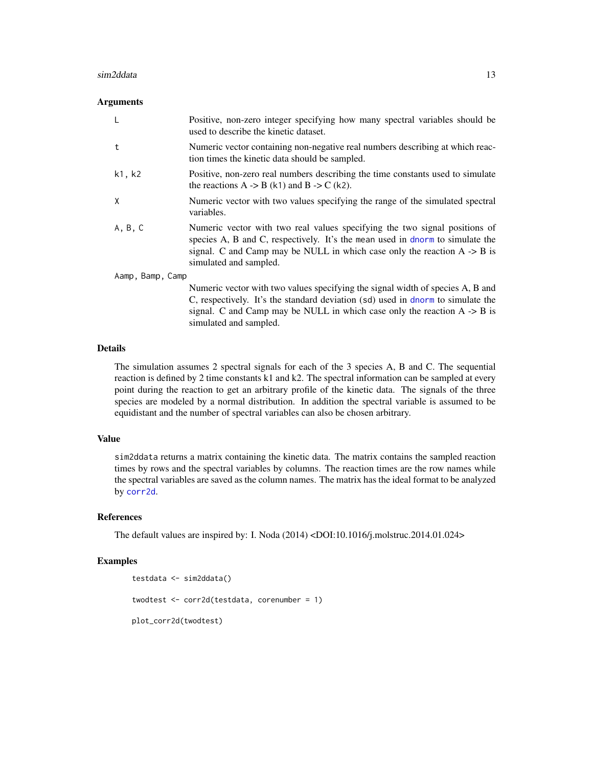### Arguments

| | |
|---|---|
| `L` | Positive, non-zero integer specifying how many spectral variables should be used to describe the kinetic dataset. |
| `t` | Numeric vector containing non-negative real numbers describing at which reaction times the kinetic data should be sampled. |
| `k1, k2` | Positive, non-zero real numbers describing the time constants used to simulate the reactions A -> B (`k1`) and B -> C (`k2`). |
| `X` | Numeric vector with two values specifying the range of the simulated spectral variables. |
| `A, B, C` | Numeric vector with two real values specifying the two signal positions of species A, B and C, respectively. It's the `mean` used in `dnorm` to simulate the signal. C and Camp may be NULL in which case only the reaction A -> B is simulated and sampled. |
| `Aamp, Bamp, Camp` | Numeric vector with two values specifying the signal width of species A, B and C, respectively. It's the standard deviation (`sd`) used in `dnorm` to simulate the signal. C and Camp may be NULL in which case only the reaction A -> B is simulated and sampled. |

### Details

The simulation assumes 2 spectral signals for each of the 3 species A, B and C. The sequential reaction is defined by 2 time constants k1 and k2. The spectral information can be sampled at every point during the reaction to get an arbitrary profile of the kinetic data. The signals of the three species are modeled by a normal distribution. In addition the spectral variable is assumed to be equidistant and the number of spectral variables can also be chosen arbitrary.

### Value

`sim2ddata` returns a matrix containing the kinetic data. The matrix contains the sampled reaction times by rows and the spectral variables by columns. The reaction times are the row names while the spectral variables are saved as the column names. The matrix has the ideal format to be analyzed by `corr2d`.

### References

The default values are inspired by: I. Noda (2014) <DOI:10.1016/j.molstruc.2014.01.024>

### Examples

```
testdata <- sim2ddata()

twodtest <- corr2d(testdata, corenumber = 1)

plot_corr2d(twodtest)
```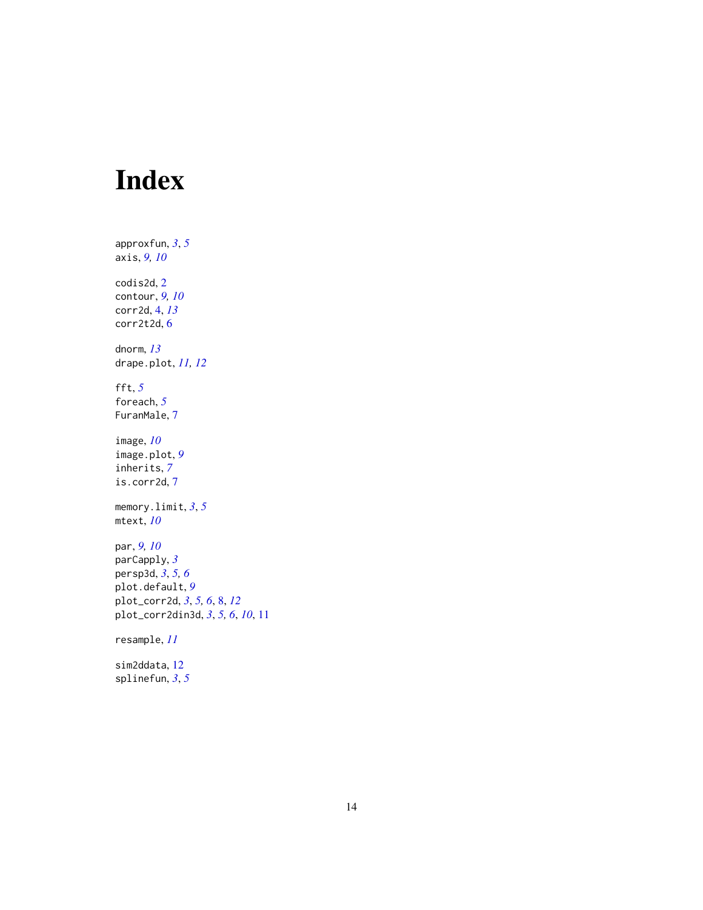# Index

approxfun, *3*, *5*
axis, *9, 10*

codis2d, 2
contour, *9, 10*
corr2d, 4, *13*
corr2t2d, 6

dnorm, *13*
drape.plot, *11, 12*

fft, *5*
foreach, *5*
FuranMale, 7

image, *10*
image.plot, *9*
inherits, *7*
is.corr2d, 7

memory.limit, *3*, *5*
mtext, *10*

par, *9, 10*
parCapply, *3*
persp3d, *3*, *5, 6*
plot.default, *9*
plot_corr2d, *3*, *5, 6*, 8, *12*
plot_corr2din3d, *3*, *5, 6*, *10*, 11

resample, *11*

sim2ddata, 12
splinefun, *3*, *5*